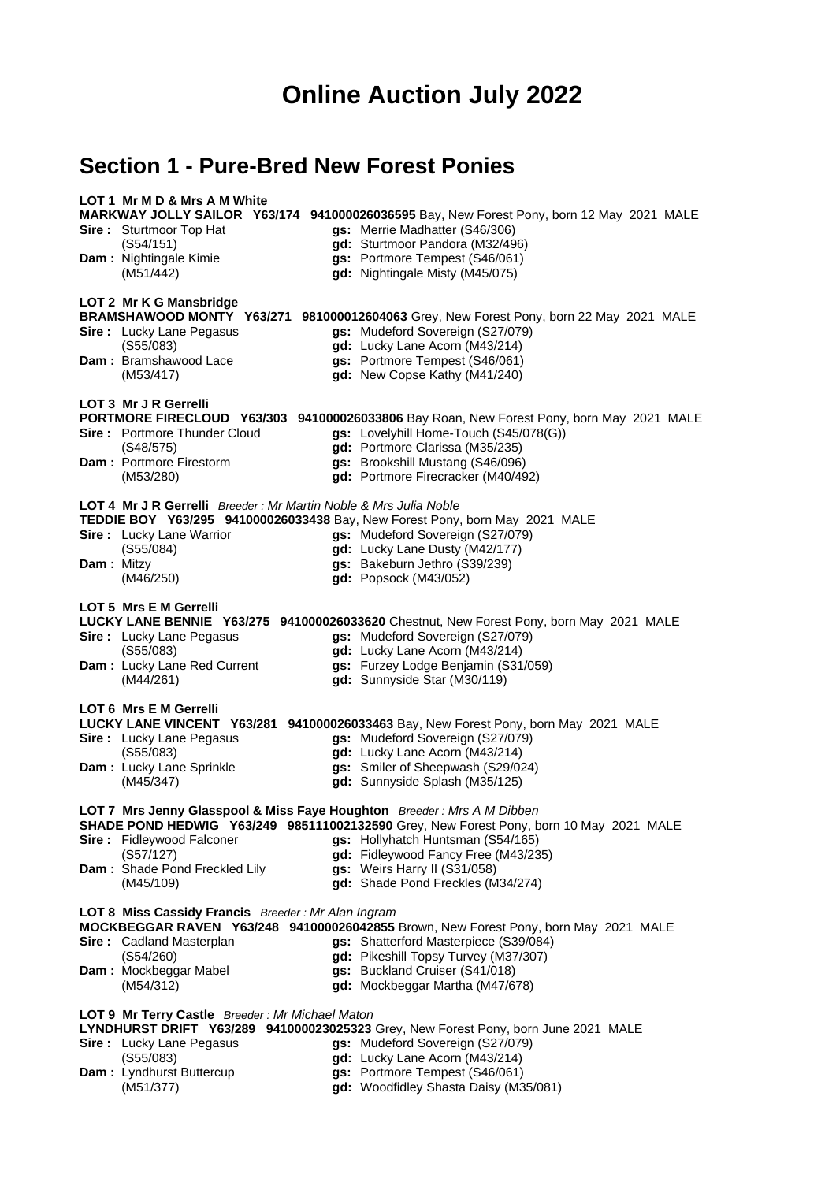# Online Auction July 2022

## Section 1 - Pure-Bred New Forest Ponies

**LOT 1 Mr M D & Mrs A M White**
**MARKWAY JOLLY SAILOR Y63/174 941000026036595** Bay, New Forest Pony, born 12 May 2021 MALE

| | | |
|---|---|---|
| **Sire :** Sturtmoor Top Hat (S54/151) | **gs:** Merrie Madhatter (S46/306) | **gd:** Sturtmoor Pandora (M32/496) |
| **Dam :** Nightingale Kimie (M51/442) | **gs:** Portmore Tempest (S46/061) | **gd:** Nightingale Misty (M45/075) |

**LOT 2 Mr K G Mansbridge**
**BRAMSHAWOOD MONTY Y63/271 981000012604063** Grey, New Forest Pony, born 22 May 2021 MALE

| | | |
|---|---|---|
| **Sire :** Lucky Lane Pegasus (S55/083) | **gs:** Mudeford Sovereign (S27/079) | **gd:** Lucky Lane Acorn (M43/214) |
| **Dam :** Bramshawood Lace (M53/417) | **gs:** Portmore Tempest (S46/061) | **gd:** New Copse Kathy (M41/240) |

**LOT 3 Mr J R Gerrelli**
**PORTMORE FIRECLOUD Y63/303 941000026033806** Bay Roan, New Forest Pony, born May 2021 MALE

| | | |
|---|---|---|
| **Sire :** Portmore Thunder Cloud (S48/575) | **gs:** Lovelyhill Home-Touch (S45/078(G)) | **gd:** Portmore Clarissa (M35/235) |
| **Dam :** Portmore Firestorm (M53/280) | **gs:** Brookshill Mustang (S46/096) | **gd:** Portmore Firecracker (M40/492) |

**LOT 4 Mr J R Gerrelli** *Breeder : Mr Martin Noble & Mrs Julia Noble*
**TEDDIE BOY Y63/295 941000026033438** Bay, New Forest Pony, born May 2021 MALE

| | | |
|---|---|---|
| **Sire :** Lucky Lane Warrior (S55/084) | **gs:** Mudeford Sovereign (S27/079) | **gd:** Lucky Lane Dusty (M42/177) |
| **Dam :** Mitzy (M46/250) | **gs:** Bakeburn Jethro (S39/239) | **gd:** Popsock (M43/052) |

**LOT 5 Mrs E M Gerrelli**
**LUCKY LANE BENNIE Y63/275 941000026033620** Chestnut, New Forest Pony, born May 2021 MALE

| | | |
|---|---|---|
| **Sire :** Lucky Lane Pegasus (S55/083) | **gs:** Mudeford Sovereign (S27/079) | **gd:** Lucky Lane Acorn (M43/214) |
| **Dam :** Lucky Lane Red Current (M44/261) | **gs:** Furzey Lodge Benjamin (S31/059) | **gd:** Sunnyside Star (M30/119) |

**LOT 6 Mrs E M Gerrelli**
**LUCKY LANE VINCENT Y63/281 941000026033463** Bay, New Forest Pony, born May 2021 MALE

| | | |
|---|---|---|
| **Sire :** Lucky Lane Pegasus (S55/083) | **gs:** Mudeford Sovereign (S27/079) | **gd:** Lucky Lane Acorn (M43/214) |
| **Dam :** Lucky Lane Sprinkle (M45/347) | **gs:** Smiler of Sheepwash (S29/024) | **gd:** Sunnyside Splash (M35/125) |

**LOT 7 Mrs Jenny Glasspool & Miss Faye Houghton** *Breeder : Mrs A M Dibben*
**SHADE POND HEDWIG Y63/249 985111002132590** Grey, New Forest Pony, born 10 May 2021 MALE

| | | |
|---|---|---|
| **Sire :** Fidleywood Falconer (S57/127) | **gs:** Hollyhatch Huntsman (S54/165) | **gd:** Fidleywood Fancy Free (M43/235) |
| **Dam :** Shade Pond Freckled Lily (M45/109) | **gs:** Weirs Harry II (S31/058) | **gd:** Shade Pond Freckles (M34/274) |

**LOT 8 Miss Cassidy Francis** *Breeder : Mr Alan Ingram*
**MOCKBEGGAR RAVEN Y63/248 941000026042855** Brown, New Forest Pony, born May 2021 MALE

| | | |
|---|---|---|
| **Sire :** Cadland Masterplan (S54/260) | **gs:** Shatterford Masterpiece (S39/084) | **gd:** Pikeshill Topsy Turvey (M37/307) |
| **Dam :** Mockbeggar Mabel (M54/312) | **gs:** Buckland Cruiser (S41/018) | **gd:** Mockbeggar Martha (M47/678) |

**LOT 9 Mr Terry Castle** *Breeder : Mr Michael Maton*
**LYNDHURST DRIFT Y63/289 941000023025323** Grey, New Forest Pony, born June 2021 MALE

| | | |
|---|---|---|
| **Sire :** Lucky Lane Pegasus (S55/083) | **gs:** Mudeford Sovereign (S27/079) | **gd:** Lucky Lane Acorn (M43/214) |
| **Dam :** Lyndhurst Buttercup (M51/377) | **gs:** Portmore Tempest (S46/061) | **gd:** Woodfidley Shasta Daisy (M35/081) |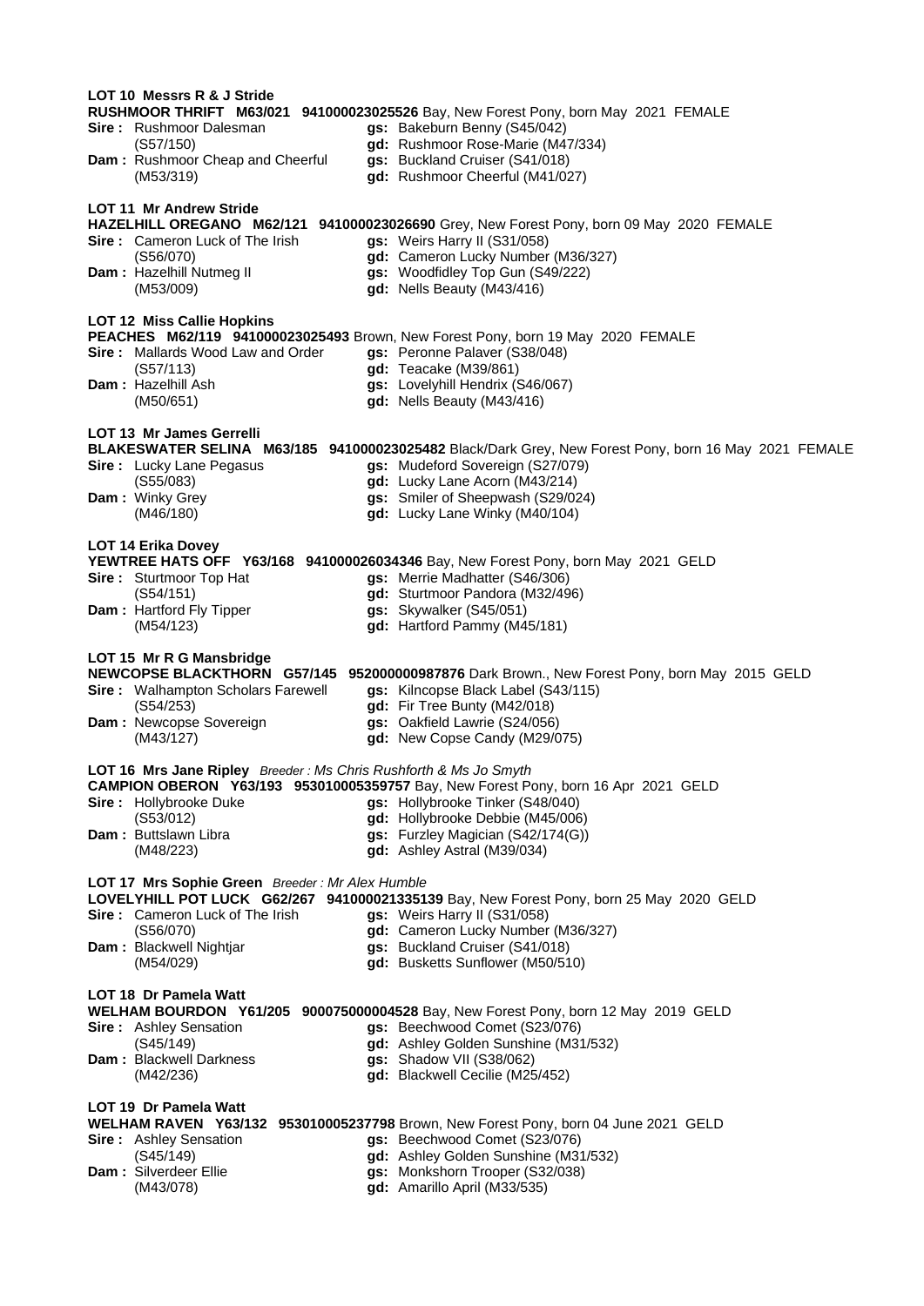**LOT 10 Messrs R & J Stride**

**RUSHMOOR THRIFT M63/021 941000023025526** Bay, New Forest Pony, born May 2021 FEMALE

| | | | |
|---|---|---|---|
| **Sire :** Rushmoor Dalesman | (S57/150) | **gs:** Bakeburn Benny (S45/042) | **gd:** Rushmoor Rose-Marie (M47/334) |
| **Dam :** Rushmoor Cheap and Cheerful | (M53/319) | **gs:** Buckland Cruiser (S41/018) | **gd:** Rushmoor Cheerful (M41/027) |

**LOT 11 Mr Andrew Stride**

**HAZELHILL OREGANO M62/121 941000023026690** Grey, New Forest Pony, born 09 May 2020 FEMALE

| | | | |
|---|---|---|---|
| **Sire :** Cameron Luck of The Irish | (S56/070) | **gs:** Weirs Harry II (S31/058) | **gd:** Cameron Lucky Number (M36/327) |
| **Dam :** Hazelhill Nutmeg II | (M53/009) | **gs:** Woodfidley Top Gun (S49/222) | **gd:** Nells Beauty (M43/416) |

**LOT 12 Miss Callie Hopkins**

**PEACHES M62/119 941000023025493** Brown, New Forest Pony, born 19 May 2020 FEMALE

| | | | |
|---|---|---|---|
| **Sire :** Mallards Wood Law and Order | (S57/113) | **gs:** Peronne Palaver (S38/048) | **gd:** Teacake (M39/861) |
| **Dam :** Hazelhill Ash | (M50/651) | **gs:** Lovelyhill Hendrix (S46/067) | **gd:** Nells Beauty (M43/416) |

**LOT 13 Mr James Gerrelli**

**BLAKESWATER SELINA M63/185 941000023025482** Black/Dark Grey, New Forest Pony, born 16 May 2021 FEMALE

| | | | |
|---|---|---|---|
| **Sire :** Lucky Lane Pegasus | (S55/083) | **gs:** Mudeford Sovereign (S27/079) | **gd:** Lucky Lane Acorn (M43/214) |
| **Dam :** Winky Grey | (M46/180) | **gs:** Smiler of Sheepwash (S29/024) | **gd:** Lucky Lane Winky (M40/104) |

**LOT 14 Erika Dovey**

**YEWTREE HATS OFF Y63/168 941000026034346** Bay, New Forest Pony, born May 2021 GELD

| | | | |
|---|---|---|---|
| **Sire :** Sturtmoor Top Hat | (S54/151) | **gs:** Merrie Madhatter (S46/306) | **gd:** Sturtmoor Pandora (M32/496) |
| **Dam :** Hartford Fly Tipper | (M54/123) | **gs:** Skywalker (S45/051) | **gd:** Hartford Pammy (M45/181) |

**LOT 15 Mr R G Mansbridge**

**NEWCOPSE BLACKTHORN G57/145 952000000987876** Dark Brown., New Forest Pony, born May 2015 GELD

| | | | |
|---|---|---|---|
| **Sire :** Walhampton Scholars Farewell | (S54/253) | **gs:** Kilncopse Black Label (S43/115) | **gd:** Fir Tree Bunty (M42/018) |
| **Dam :** Newcopse Sovereign | (M43/127) | **gs:** Oakfield Lawrie (S24/056) | **gd:** New Copse Candy (M29/075) |

**LOT 16 Mrs Jane Ripley** *Breeder : Ms Chris Rushforth & Ms Jo Smyth*

**CAMPION OBERON Y63/193 953010005359757** Bay, New Forest Pony, born 16 Apr 2021 GELD

| | | | |
|---|---|---|---|
| **Sire :** Hollybrooke Duke | (S53/012) | **gs:** Hollybrooke Tinker (S48/040) | **gd:** Hollybrooke Debbie (M45/006) |
| **Dam :** Buttslawn Libra | (M48/223) | **gs:** Furzley Magician (S42/174(G)) | **gd:** Ashley Astral (M39/034) |

**LOT 17 Mrs Sophie Green** *Breeder : Mr Alex Humble*

**LOVELYHILL POT LUCK G62/267 941000021335139** Bay, New Forest Pony, born 25 May 2020 GELD

| | | | |
|---|---|---|---|
| **Sire :** Cameron Luck of The Irish | (S56/070) | **gs:** Weirs Harry II (S31/058) | **gd:** Cameron Lucky Number (M36/327) |
| **Dam :** Blackwell Nightjar | (M54/029) | **gs:** Buckland Cruiser (S41/018) | **gd:** Busketts Sunflower (M50/510) |

**LOT 18 Dr Pamela Watt**

**WELHAM BOURDON Y61/205 900075000004528** Bay, New Forest Pony, born 12 May 2019 GELD

| | | | |
|---|---|---|---|
| **Sire :** Ashley Sensation | (S45/149) | **gs:** Beechwood Comet (S23/076) | **gd:** Ashley Golden Sunshine (M31/532) |
| **Dam :** Blackwell Darkness | (M42/236) | **gs:** Shadow VII (S38/062) | **gd:** Blackwell Cecilie (M25/452) |

**LOT 19 Dr Pamela Watt**

**WELHAM RAVEN Y63/132 953010005237798** Brown, New Forest Pony, born 04 June 2021 GELD

| | | | |
|---|---|---|---|
| **Sire :** Ashley Sensation | (S45/149) | **gs:** Beechwood Comet (S23/076) | **gd:** Ashley Golden Sunshine (M31/532) |
| **Dam :** Silverdeer Ellie | (M43/078) | **gs:** Monkshorn Trooper (S32/038) | **gd:** Amarillo April (M33/535) |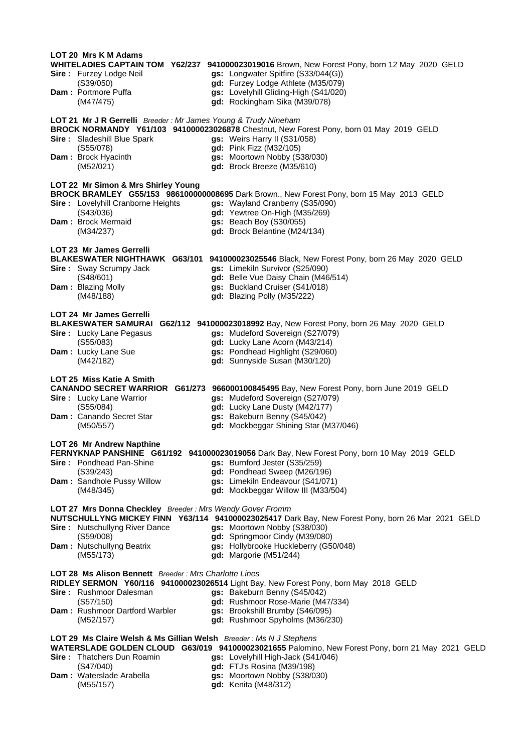**LOT 20 Mrs K M Adams**
**WHITELADIES CAPTAIN TOM Y62/237 941000023019016** Brown, New Forest Pony, born 12 May 2020 GELD

| | | | |
|---|---|---|---|
| **Sire :** | Furzey Lodge Neil (S39/050) | **gs:** | Longwater Spitfire (S33/044(G)) |
| | | **gd:** | Furzey Lodge Athlete (M35/079) |
| **Dam :** | Portmore Puffa (M47/475) | **gs:** | Lovelyhill Gliding-High (S41/020) |
| | | **gd:** | Rockingham Sika (M39/078) |

**LOT 21 Mr J R Gerrelli** *Breeder : Mr James Young & Trudy Nineham*
**BROCK NORMANDY Y61/103 941000023026878** Chestnut, New Forest Pony, born 01 May 2019 GELD

| | | | |
|---|---|---|---|
| **Sire :** | Sladeshill Blue Spark (S55/078) | **gs:** | Weirs Harry II (S31/058) |
| | | **gd:** | Pink Fizz (M32/105) |
| **Dam :** | Brock Hyacinth (M52/021) | **gs:** | Moortown Nobby (S38/030) |
| | | **gd:** | Brock Breeze (M35/610) |

**LOT 22 Mr Simon & Mrs Shirley Young**
**BROCK BRAMLEY G55/153 986100000008695** Dark Brown., New Forest Pony, born 15 May 2013 GELD

| | | | |
|---|---|---|---|
| **Sire :** | Lovelyhill Cranborne Heights (S43/036) | **gs:** | Wayland Cranberry (S35/090) |
| | | **gd:** | Yewtree On-High (M35/269) |
| **Dam :** | Brock Mermaid (M34/237) | **gs:** | Beach Boy (S30/055) |
| | | **gd:** | Brock Belantine (M24/134) |

**LOT 23 Mr James Gerrelli**
**BLAKESWATER NIGHTHAWK G63/101 941000023025546** Black, New Forest Pony, born 26 May 2020 GELD

| | | | |
|---|---|---|---|
| **Sire :** | Sway Scrumpy Jack (S48/601) | **gs:** | Limekiln Survivor (S25/090) |
| | | **gd:** | Belle Vue Daisy Chain (M46/514) |
| **Dam :** | Blazing Molly (M48/188) | **gs:** | Buckland Cruiser (S41/018) |
| | | **gd:** | Blazing Polly (M35/222) |

**LOT 24 Mr James Gerrelli**
**BLAKESWATER SAMURAI G62/112 941000023018992** Bay, New Forest Pony, born 26 May 2020 GELD

| | | | |
|---|---|---|---|
| **Sire :** | Lucky Lane Pegasus (S55/083) | **gs:** | Mudeford Sovereign (S27/079) |
| | | **gd:** | Lucky Lane Acorn (M43/214) |
| **Dam :** | Lucky Lane Sue (M42/182) | **gs:** | Pondhead Highlight (S29/060) |
| | | **gd:** | Sunnyside Susan (M30/120) |

**LOT 25 Miss Katie A Smith**
**CANANDO SECRET WARRIOR G61/273 966000100845495** Bay, New Forest Pony, born June 2019 GELD

| | | | |
|---|---|---|---|
| **Sire :** | Lucky Lane Warrior (S55/084) | **gs:** | Mudeford Sovereign (S27/079) |
| | | **gd:** | Lucky Lane Dusty (M42/177) |
| **Dam :** | Canando Secret Star (M50/557) | **gs:** | Bakeburn Benny (S45/042) |
| | | **gd:** | Mockbeggar Shining Star (M37/046) |

**LOT 26 Mr Andrew Napthine**
**FERNYKNAP PANSHINE G61/192 941000023019056** Dark Bay, New Forest Pony, born 10 May 2019 GELD

| | | | |
|---|---|---|---|
| **Sire :** | Pondhead Pan-Shine (S39/243) | **gs:** | Burnford Jester (S35/259) |
| | | **gd:** | Pondhead Sweep (M26/196) |
| **Dam :** | Sandhole Pussy Willow (M48/345) | **gs:** | Limekiln Endeavour (S41/071) |
| | | **gd:** | Mockbeggar Willow III (M33/504) |

**LOT 27 Mrs Donna Checkley** *Breeder : Mrs Wendy Gover Fromm*
**NUTSCHULLYNG MICKEY FINN Y63/114 941000023025417** Dark Bay, New Forest Pony, born 26 Mar 2021 GELD

| | | | |
|---|---|---|---|
| **Sire :** | Nutschullyng River Dance (S59/008) | **gs:** | Moortown Nobby (S38/030) |
| | | **gd:** | Springmoor Cindy (M39/080) |
| **Dam :** | Nutschullyng Beatrix (M55/173) | **gs:** | Hollybrooke Huckleberry (G50/048) |
| | | **gd:** | Margorie (M51/244) |

**LOT 28 Ms Alison Bennett** *Breeder : Mrs Charlotte Lines*
**RIDLEY SERMON Y60/116 941000023026514** Light Bay, New Forest Pony, born May 2018 GELD

| | | | |
|---|---|---|---|
| **Sire :** | Rushmoor Dalesman (S57/150) | **gs:** | Bakeburn Benny (S45/042) |
| | | **gd:** | Rushmoor Rose-Marie (M47/334) |
| **Dam :** | Rushmoor Dartford Warbler (M52/157) | **gs:** | Brookshill Brumby (S46/095) |
| | | **gd:** | Rushmoor Spyholms (M36/230) |

**LOT 29 Ms Claire Welsh & Ms Gillian Welsh** *Breeder : Ms N J Stephens*
**WATERSLADE GOLDEN CLOUD G63/019 941000023021655** Palomino, New Forest Pony, born 21 May 2021 GELD

| | | | |
|---|---|---|---|
| **Sire :** | Thatchers Dun Roamin (S47/040) | **gs:** | Lovelyhill High-Jack (S41/046) |
| | | **gd:** | FTJ's Rosina (M39/198) |
| **Dam :** | Waterslade Arabella (M55/157) | **gs:** | Moortown Nobby (S38/030) |
| | | **gd:** | Kenita (M48/312) |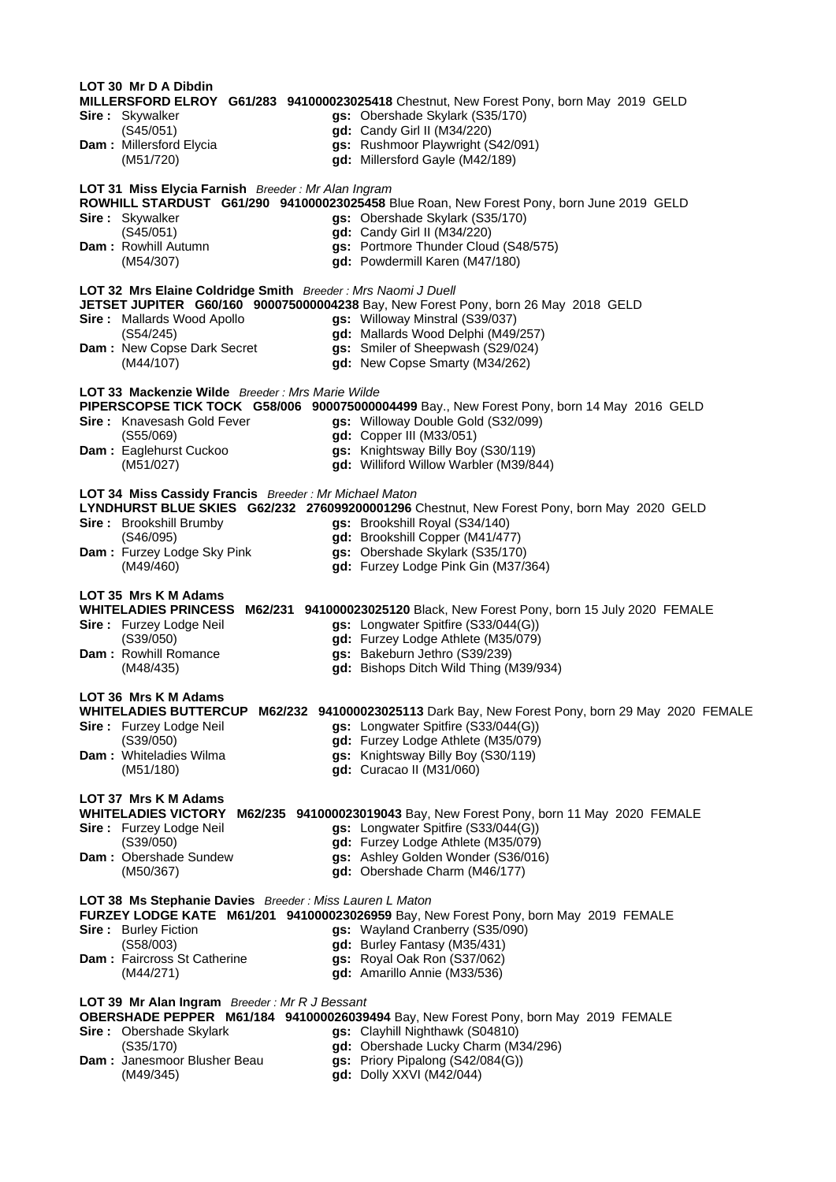**LOT 30 Mr D A Dibdin**
**MILLERSFORD ELROY G61/283 941000023025418** Chestnut, New Forest Pony, born May 2019 GELD
**Sire :** Skywalker (S45/051) — **gs:** Obershade Skylark (S35/170); **gd:** Candy Girl II (M34/220)
**Dam :** Millersford Elycia (M51/720) — **gs:** Rushmoor Playwright (S42/091); **gd:** Millersford Gayle (M42/189)

**LOT 31 Miss Elycia Farnish** *Breeder : Mr Alan Ingram*
**ROWHILL STARDUST G61/290 941000023025458** Blue Roan, New Forest Pony, born June 2019 GELD
**Sire :** Skywalker (S45/051) — **gs:** Obershade Skylark (S35/170); **gd:** Candy Girl II (M34/220)
**Dam :** Rowhill Autumn (M54/307) — **gs:** Portmore Thunder Cloud (S48/575); **gd:** Powdermill Karen (M47/180)

**LOT 32 Mrs Elaine Coldridge Smith** *Breeder : Mrs Naomi J Duell*
**JETSET JUPITER G60/160 900075000004238** Bay, New Forest Pony, born 26 May 2018 GELD
**Sire :** Mallards Wood Apollo (S54/245) — **gs:** Willoway Minstral (S39/037); **gd:** Mallards Wood Delphi (M49/257)
**Dam :** New Copse Dark Secret (M44/107) — **gs:** Smiler of Sheepwash (S29/024); **gd:** New Copse Smarty (M34/262)

**LOT 33 Mackenzie Wilde** *Breeder : Mrs Marie Wilde*
**PIPERSCOPSE TICK TOCK G58/006 900075000004499** Bay., New Forest Pony, born 14 May 2016 GELD
**Sire :** Knavesash Gold Fever (S55/069) — **gs:** Willoway Double Gold (S32/099); **gd:** Copper III (M33/051)
**Dam :** Eaglehurst Cuckoo (M51/027) — **gs:** Knightsway Billy Boy (S30/119); **gd:** Williford Willow Warbler (M39/844)

**LOT 34 Miss Cassidy Francis** *Breeder : Mr Michael Maton*
**LYNDHURST BLUE SKIES G62/232 276099200001296** Chestnut, New Forest Pony, born May 2020 GELD
**Sire :** Brookshill Brumby (S46/095) — **gs:** Brookshill Royal (S34/140); **gd:** Brookshill Copper (M41/477)
**Dam :** Furzey Lodge Sky Pink (M49/460) — **gs:** Obershade Skylark (S35/170); **gd:** Furzey Lodge Pink Gin (M37/364)

**LOT 35 Mrs K M Adams**
**WHITELADIES PRINCESS M62/231 941000023025120** Black, New Forest Pony, born 15 July 2020 FEMALE
**Sire :** Furzey Lodge Neil (S39/050) — **gs:** Longwater Spitfire (S33/044(G)); **gd:** Furzey Lodge Athlete (M35/079)
**Dam :** Rowhill Romance (M48/435) — **gs:** Bakeburn Jethro (S39/239); **gd:** Bishops Ditch Wild Thing (M39/934)

**LOT 36 Mrs K M Adams**
**WHITELADIES BUTTERCUP M62/232 941000023025113** Dark Bay, New Forest Pony, born 29 May 2020 FEMALE
**Sire :** Furzey Lodge Neil (S39/050) — **gs:** Longwater Spitfire (S33/044(G)); **gd:** Furzey Lodge Athlete (M35/079)
**Dam :** Whiteladies Wilma (M51/180) — **gs:** Knightsway Billy Boy (S30/119); **gd:** Curacao II (M31/060)

**LOT 37 Mrs K M Adams**
**WHITELADIES VICTORY M62/235 941000023019043** Bay, New Forest Pony, born 11 May 2020 FEMALE
**Sire :** Furzey Lodge Neil (S39/050) — **gs:** Longwater Spitfire (S33/044(G)); **gd:** Furzey Lodge Athlete (M35/079)
**Dam :** Obershade Sundew (M50/367) — **gs:** Ashley Golden Wonder (S36/016); **gd:** Obershade Charm (M46/177)

**LOT 38 Ms Stephanie Davies** *Breeder : Miss Lauren L Maton*
**FURZEY LODGE KATE M61/201 941000023026959** Bay, New Forest Pony, born May 2019 FEMALE
**Sire :** Burley Fiction (S58/003) — **gs:** Wayland Cranberry (S35/090); **gd:** Burley Fantasy (M35/431)
**Dam :** Faircross St Catherine (M44/271) — **gs:** Royal Oak Ron (S37/062); **gd:** Amarillo Annie (M33/536)

**LOT 39 Mr Alan Ingram** *Breeder : Mr R J Bessant*
**OBERSHADE PEPPER M61/184 941000026039494** Bay, New Forest Pony, born May 2019 FEMALE
**Sire :** Obershade Skylark (S35/170) — **gs:** Clayhill Nighthawk (S04810); **gd:** Obershade Lucky Charm (M34/296)
**Dam :** Janesmoor Blusher Beau (M49/345) — **gs:** Priory Pipalong (S42/084(G)); **gd:** Dolly XXVI (M42/044)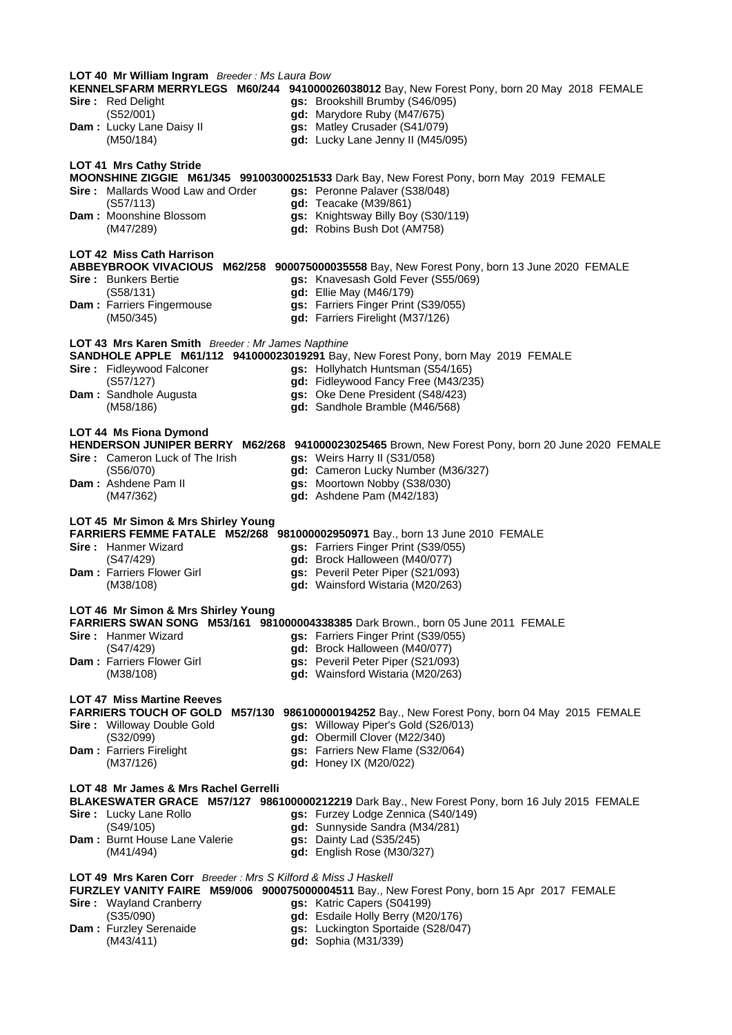**LOT 40 Mr William Ingram** *Breeder : Ms Laura Bow*
**KENNELSFARM MERRYLEGS M60/244 941000026038012** Bay, New Forest Pony, born 20 May 2018 FEMALE
**Sire :** Red Delight (S52/001) — **gs:** Brookshill Brumby (S46/095), **gd:** Marydore Ruby (M47/675)
**Dam :** Lucky Lane Daisy II (M50/184) — **gs:** Matley Crusader (S41/079), **gd:** Lucky Lane Jenny II (M45/095)

**LOT 41 Mrs Cathy Stride**
**MOONSHINE ZIGGIE M61/345 991003000251533** Dark Bay, New Forest Pony, born May 2019 FEMALE
**Sire :** Mallards Wood Law and Order (S57/113) — **gs:** Peronne Palaver (S38/048), **gd:** Teacake (M39/861)
**Dam :** Moonshine Blossom (M47/289) — **gs:** Knightsway Billy Boy (S30/119), **gd:** Robins Bush Dot (AM758)

**LOT 42 Miss Cath Harrison**
**ABBEYBROOK VIVACIOUS M62/258 900075000035558** Bay, New Forest Pony, born 13 June 2020 FEMALE
**Sire :** Bunkers Bertie (S58/131) — **gs:** Knavesash Gold Fever (S55/069), **gd:** Ellie May (M46/179)
**Dam :** Farriers Fingermouse (M50/345) — **gs:** Farriers Finger Print (S39/055), **gd:** Farriers Firelight (M37/126)

**LOT 43 Mrs Karen Smith** *Breeder : Mr James Napthine*
**SANDHOLE APPLE M61/112 941000023019291** Bay, New Forest Pony, born May 2019 FEMALE
**Sire :** Fidleywood Falconer (S57/127) — **gs:** Hollyhatch Huntsman (S54/165), **gd:** Fidleywood Fancy Free (M43/235)
**Dam :** Sandhole Augusta (M58/186) — **gs:** Oke Dene President (S48/423), **gd:** Sandhole Bramble (M46/568)

**LOT 44 Ms Fiona Dymond**
**HENDERSON JUNIPER BERRY M62/268 941000023025465** Brown, New Forest Pony, born 20 June 2020 FEMALE
**Sire :** Cameron Luck of The Irish (S56/070) — **gs:** Weirs Harry II (S31/058), **gd:** Cameron Lucky Number (M36/327)
**Dam :** Ashdene Pam II (M47/362) — **gs:** Moortown Nobby (S38/030), **gd:** Ashdene Pam (M42/183)

**LOT 45 Mr Simon & Mrs Shirley Young**
**FARRIERS FEMME FATALE M52/268 981000002950971** Bay., born 13 June 2010 FEMALE
**Sire :** Hanmer Wizard (S47/429) — **gs:** Farriers Finger Print (S39/055), **gd:** Brock Halloween (M40/077)
**Dam :** Farriers Flower Girl (M38/108) — **gs:** Peveril Peter Piper (S21/093), **gd:** Wainsford Wistaria (M20/263)

**LOT 46 Mr Simon & Mrs Shirley Young**
**FARRIERS SWAN SONG M53/161 981000004338385** Dark Brown., born 05 June 2011 FEMALE
**Sire :** Hanmer Wizard (S47/429) — **gs:** Farriers Finger Print (S39/055), **gd:** Brock Halloween (M40/077)
**Dam :** Farriers Flower Girl (M38/108) — **gs:** Peveril Peter Piper (S21/093), **gd:** Wainsford Wistaria (M20/263)

**LOT 47 Miss Martine Reeves**
**FARRIERS TOUCH OF GOLD M57/130 986100000194252** Bay., New Forest Pony, born 04 May 2015 FEMALE
**Sire :** Willoway Double Gold (S32/099) — **gs:** Willoway Piper's Gold (S26/013), **gd:** Obermill Clover (M22/340)
**Dam :** Farriers Firelight (M37/126) — **gs:** Farriers New Flame (S32/064), **gd:** Honey IX (M20/022)

**LOT 48 Mr James & Mrs Rachel Gerrelli**
**BLAKESWATER GRACE M57/127 986100000212219** Dark Bay., New Forest Pony, born 16 July 2015 FEMALE
**Sire :** Lucky Lane Rollo (S49/105) — **gs:** Furzey Lodge Zennica (S40/149), **gd:** Sunnyside Sandra (M34/281)
**Dam :** Burnt House Lane Valerie (M41/494) — **gs:** Dainty Lad (S35/245), **gd:** English Rose (M30/327)

**LOT 49 Mrs Karen Corr** *Breeder : Mrs S Kilford & Miss J Haskell*
**FURZLEY VANITY FAIRE M59/006 900075000004511** Bay., New Forest Pony, born 15 Apr 2017 FEMALE
**Sire :** Wayland Cranberry (S35/090) — **gs:** Katric Capers (S04199), **gd:** Esdaile Holly Berry (M20/176)
**Dam :** Furzley Serenaide (M43/411) — **gs:** Luckington Sportaide (S28/047), **gd:** Sophia (M31/339)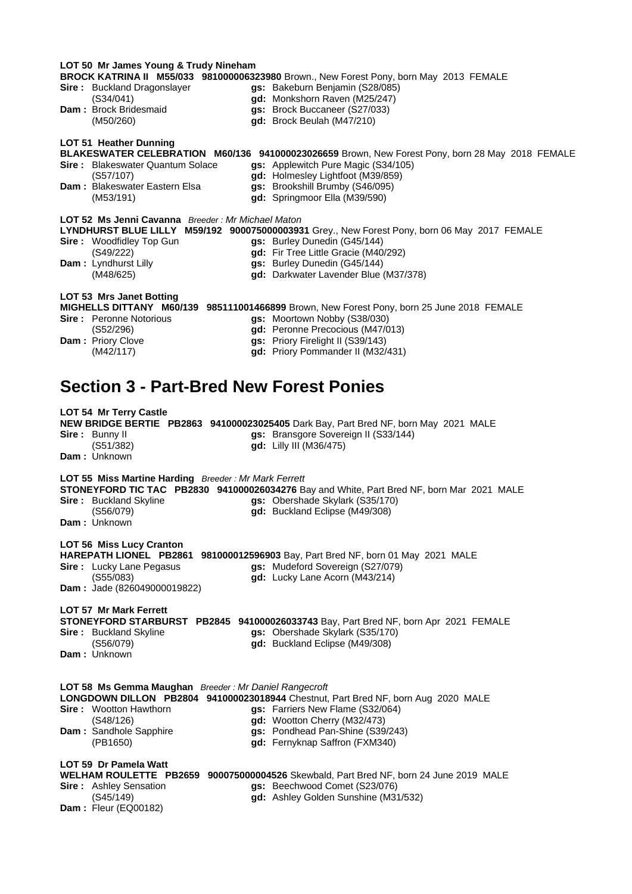**LOT 50 Mr James Young & Trudy Nineham**

**BROCK KATRINA II M55/033 981000006323980** Brown., New Forest Pony, born May 2013 FEMALE

**Sire :** Buckland Dragonslayer (S34/041) — **gs:** Bakeburn Benjamin (S28/085); **gd:** Monkshorn Raven (M25/247)

**Dam :** Brock Bridesmaid (M50/260) — **gs:** Brock Buccaneer (S27/033); **gd:** Brock Beulah (M47/210)

**LOT 51 Heather Dunning**

**BLAKESWATER CELEBRATION M60/136 941000023026659** Brown, New Forest Pony, born 28 May 2018 FEMALE

**Sire :** Blakeswater Quantum Solace (S57/107) — **gs:** Applewitch Pure Magic (S34/105); **gd:** Holmesley Lightfoot (M39/859)

**Dam :** Blakeswater Eastern Elsa (M53/191) — **gs:** Brookshill Brumby (S46/095); **gd:** Springmoor Ella (M39/590)

**LOT 52 Ms Jenni Cavanna** *Breeder : Mr Michael Maton*

**LYNDHURST BLUE LILLY M59/192 900075000003931** Grey., New Forest Pony, born 06 May 2017 FEMALE

**Sire :** Woodfidley Top Gun (S49/222) — **gs:** Burley Dunedin (G45/144); **gd:** Fir Tree Little Gracie (M40/292)

**Dam :** Lyndhurst Lilly (M48/625) — **gs:** Burley Dunedin (G45/144); **gd:** Darkwater Lavender Blue (M37/378)

**LOT 53 Mrs Janet Botting**

**MIGHELLS DITTANY M60/139 985111001466899** Brown, New Forest Pony, born 25 June 2018 FEMALE

**Sire :** Peronne Notorious (S52/296) — **gs:** Moortown Nobby (S38/030); **gd:** Peronne Precocious (M47/013)

**Dam :** Priory Clove (M42/117) — **gs:** Priory Firelight II (S39/143); **gd:** Priory Pommander II (M32/431)

# Section 3 - Part-Bred New Forest Ponies

**LOT 54 Mr Terry Castle**

**NEW BRIDGE BERTIE PB2863 941000023025405** Dark Bay, Part Bred NF, born May 2021 MALE

**Sire :** Bunny II (S51/382) — **gs:** Bransgore Sovereign II (S33/144); **gd:** Lilly III (M36/475)

**Dam :** Unknown

**LOT 55 Miss Martine Harding** *Breeder : Mr Mark Ferrett*

**STONEYFORD TIC TAC PB2830 941000026034276** Bay and White, Part Bred NF, born Mar 2021 MALE

**Sire :** Buckland Skyline (S56/079) — **gs:** Obershade Skylark (S35/170); **gd:** Buckland Eclipse (M49/308)

**Dam :** Unknown

**LOT 56 Miss Lucy Cranton**

**HAREPATH LIONEL PB2861 981000012596903** Bay, Part Bred NF, born 01 May 2021 MALE

**Sire :** Lucky Lane Pegasus (S55/083) — **gs:** Mudeford Sovereign (S27/079); **gd:** Lucky Lane Acorn (M43/214)

**Dam :** Jade (826049000019822)

**LOT 57 Mr Mark Ferrett**

**STONEYFORD STARBURST PB2845 941000026033743** Bay, Part Bred NF, born Apr 2021 FEMALE

**Sire :** Buckland Skyline (S56/079) — **gs:** Obershade Skylark (S35/170); **gd:** Buckland Eclipse (M49/308)

**Dam :** Unknown

**LOT 58 Ms Gemma Maughan** *Breeder : Mr Daniel Rangecroft*

**LONGDOWN DILLON PB2804 941000023018944** Chestnut, Part Bred NF, born Aug 2020 MALE

**Sire :** Wootton Hawthorn (S48/126) — **gs:** Farriers New Flame (S32/064); **gd:** Wootton Cherry (M32/473)

**Dam :** Sandhole Sapphire (PB1650) — **gs:** Pondhead Pan-Shine (S39/243); **gd:** Fernyknap Saffron (FXM340)

**LOT 59 Dr Pamela Watt**

**WELHAM ROULETTE PB2659 900075000004526** Skewbald, Part Bred NF, born 24 June 2019 MALE

**Sire :** Ashley Sensation (S45/149) — **gs:** Beechwood Comet (S23/076); **gd:** Ashley Golden Sunshine (M31/532)

**Dam :** Fleur (EQ00182)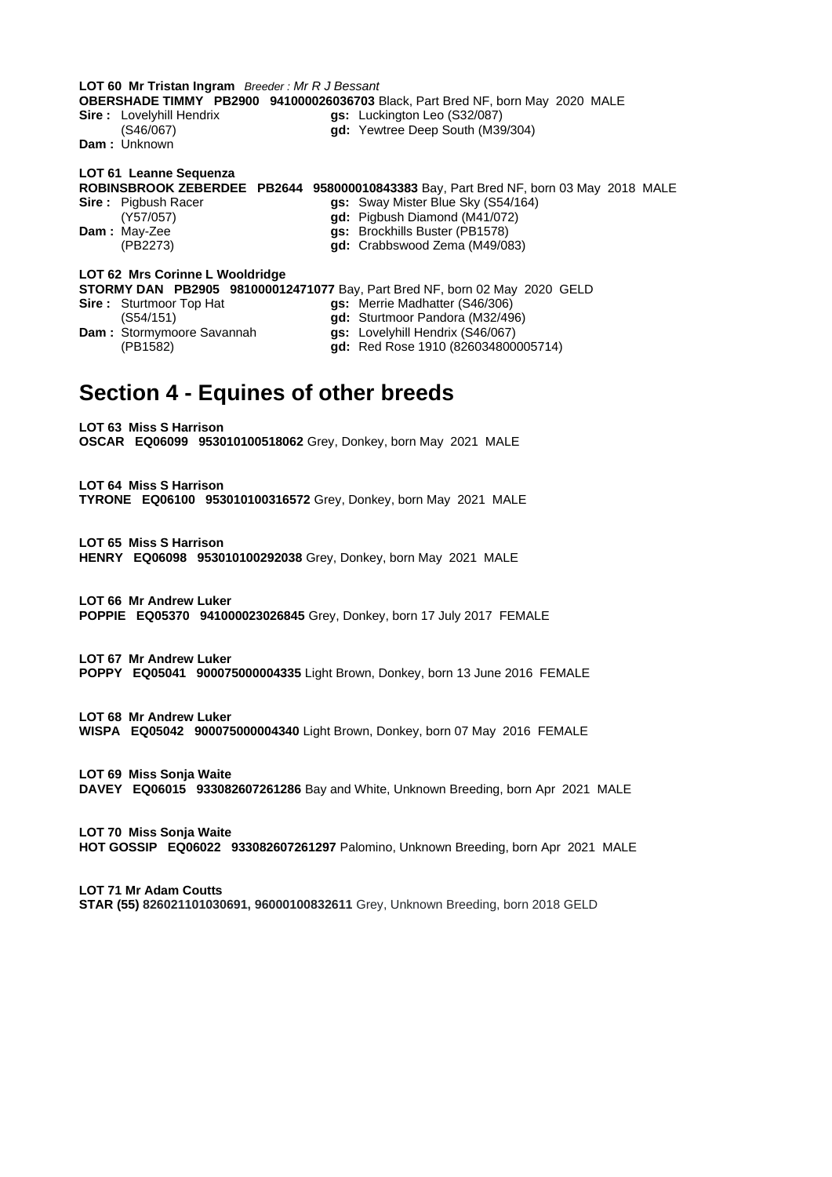**LOT 60 Mr Tristan Ingram** *Breeder : Mr R J Bessant*
**OBERSHADE TIMMY PB2900 941000026036703** Black, Part Bred NF, born May 2020 MALE
**Sire :** Lovelyhill Hendrix (S46/067)
**gs:** Luckington Leo (S32/087)
**gd:** Yewtree Deep South (M39/304)
**Dam :** Unknown

**LOT 61 Leanne Sequenza**
**ROBINSBROOK ZEBERDEE PB2644 958000010843383** Bay, Part Bred NF, born 03 May 2018 MALE
**Sire :** Pigbush Racer (Y57/057)
**gs:** Sway Mister Blue Sky (S54/164)
**gd:** Pigbush Diamond (M41/072)
**Dam :** May-Zee (PB2273)
**gs:** Brockhills Buster (PB1578)
**gd:** Crabbswood Zema (M49/083)

**LOT 62 Mrs Corinne L Wooldridge**
**STORMY DAN PB2905 981000012471077** Bay, Part Bred NF, born 02 May 2020 GELD
**Sire :** Sturtmoor Top Hat (S54/151)
**gs:** Merrie Madhatter (S46/306)
**gd:** Sturtmoor Pandora (M32/496)
**Dam :** Stormymoore Savannah (PB1582)
**gs:** Lovelyhill Hendrix (S46/067)
**gd:** Red Rose 1910 (826034800005714)

## Section 4 - Equines of other breeds

**LOT 63 Miss S Harrison**
**OSCAR EQ06099 953010100518062** Grey, Donkey, born May 2021 MALE

**LOT 64 Miss S Harrison**
**TYRONE EQ06100 953010100316572** Grey, Donkey, born May 2021 MALE

**LOT 65 Miss S Harrison**
**HENRY EQ06098 953010100292038** Grey, Donkey, born May 2021 MALE

**LOT 66 Mr Andrew Luker**
**POPPIE EQ05370 941000023026845** Grey, Donkey, born 17 July 2017 FEMALE

**LOT 67 Mr Andrew Luker**
**POPPY EQ05041 900075000004335** Light Brown, Donkey, born 13 June 2016 FEMALE

**LOT 68 Mr Andrew Luker**
**WISPA EQ05042 900075000004340** Light Brown, Donkey, born 07 May 2016 FEMALE

**LOT 69 Miss Sonja Waite**
**DAVEY EQ06015 933082607261286** Bay and White, Unknown Breeding, born Apr 2021 MALE

**LOT 70 Miss Sonja Waite**
**HOT GOSSIP EQ06022 933082607261297** Palomino, Unknown Breeding, born Apr 2021 MALE

**LOT 71 Mr Adam Coutts**
**STAR (55) 826021101030691, 96000100832611** Grey, Unknown Breeding, born 2018 GELD